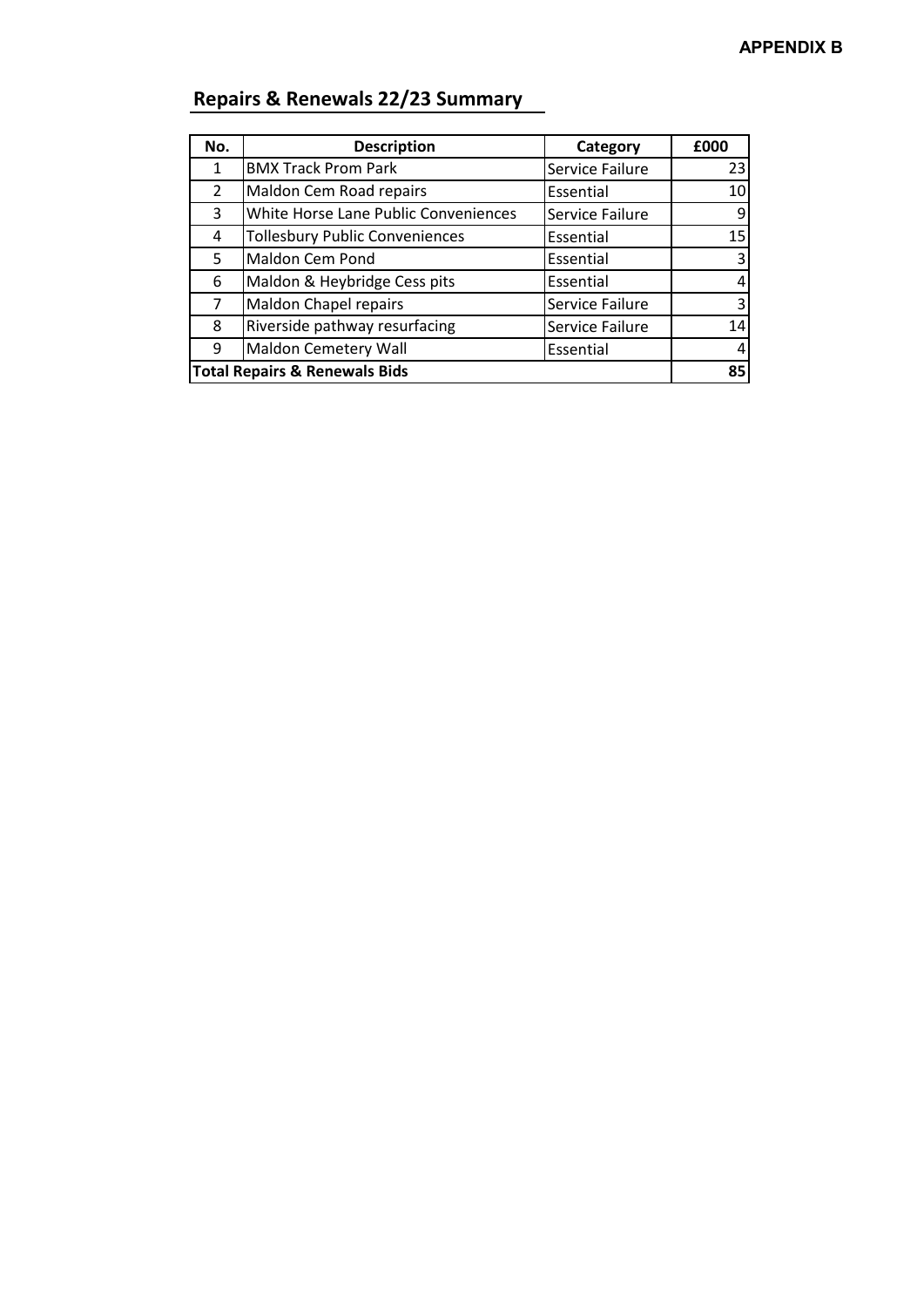**APPENDIX B**

## Repairs & Renewals 22/23 Summary

| No. | Description | Category | £000 |
|---|---|---|---|
| 1 | BMX Track Prom Park | Service Failure | 23 |
| 2 | Maldon Cem Road repairs | Essential | 10 |
| 3 | White Horse Lane Public Conveniences | Service Failure | 9 |
| 4 | Tollesbury Public Conveniences | Essential | 15 |
| 5 | Maldon Cem Pond | Essential | 3 |
| 6 | Maldon & Heybridge Cess pits | Essential | 4 |
| 7 | Maldon Chapel repairs | Service Failure | 3 |
| 8 | Riverside pathway resurfacing | Service Failure | 14 |
| 9 | Maldon Cemetery Wall | Essential | 4 |
| **Total Repairs & Renewals Bids** | | | **85** |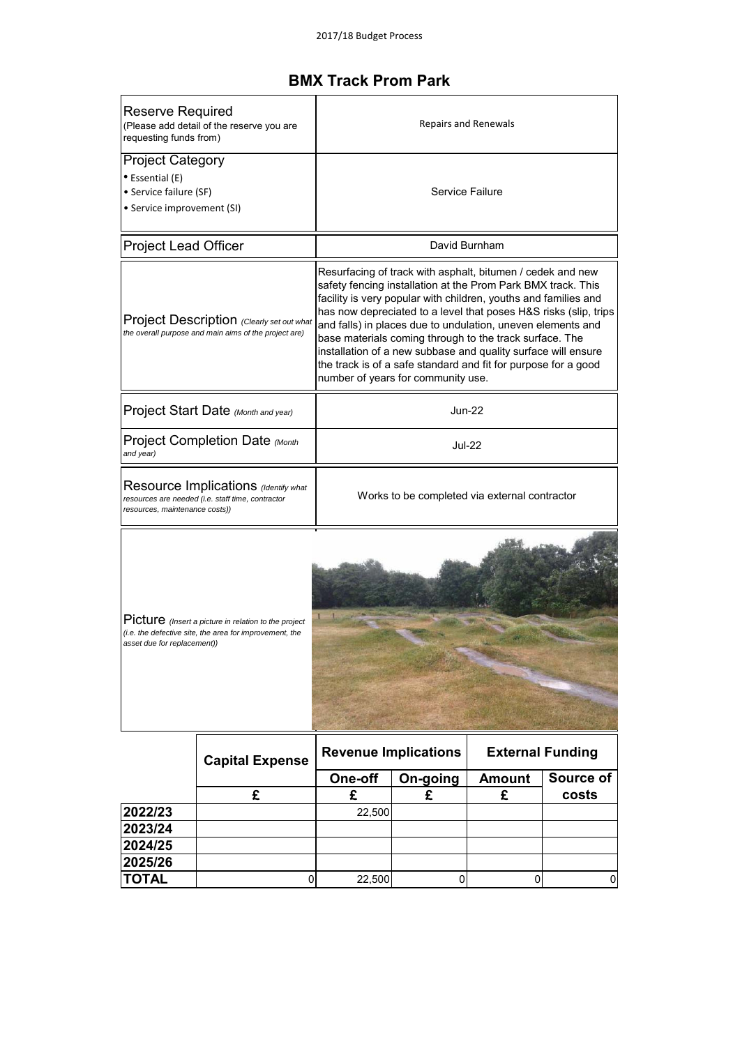# BMX Track Prom Park

| | |
|---|---|
| Reserve Required (Please add detail of the reserve you are requesting funds from) | Repairs and Renewals |
| Project Category<br>• Essential (E)<br>• Service failure (SF)<br>• Service improvement (SI) | Service Failure |
| Project Lead Officer | David Burnham |
| Project Description *(Clearly set out what the overall purpose and main aims of the project are)* | Resurfacing of track with asphalt, bitumen / cedek and new safety fencing installation at the Prom Park BMX track. This facility is very popular with children, youths and families and has now depreciated to a level that poses H&S risks (slip, trips and falls) in places due to undulation, uneven elements and base materials coming through to the track surface. The installation of a new subbase and quality surface will ensure the track is of a safe standard and fit for purpose for a good number of years for community use. |
| Project Start Date *(Month and year)* | Jun-22 |
| Project Completion Date *(Month and year)* | Jul-22 |
| Resource Implications *(Identify what resources are needed (i.e. staff time, contractor resources, maintenance costs))* | Works to be completed via external contractor |
| Picture *(Insert a picture in relation to the project (i.e. the defective site, the area for improvement, the asset due for replacement))* | |

| | Capital Expense | Revenue Implications | | External Funding | |
|---|---|---|---|---|---|
| | | One-off | On-going | Amount | Source of costs |
| | £ | £ | £ | £ | |
| 2022/23 | | 22,500 | | | |
| 2023/24 | | | | | |
| 2024/25 | | | | | |
| 2025/26 | | | | | |
| TOTAL | 0 | 22,500 | 0 | 0 | 0 |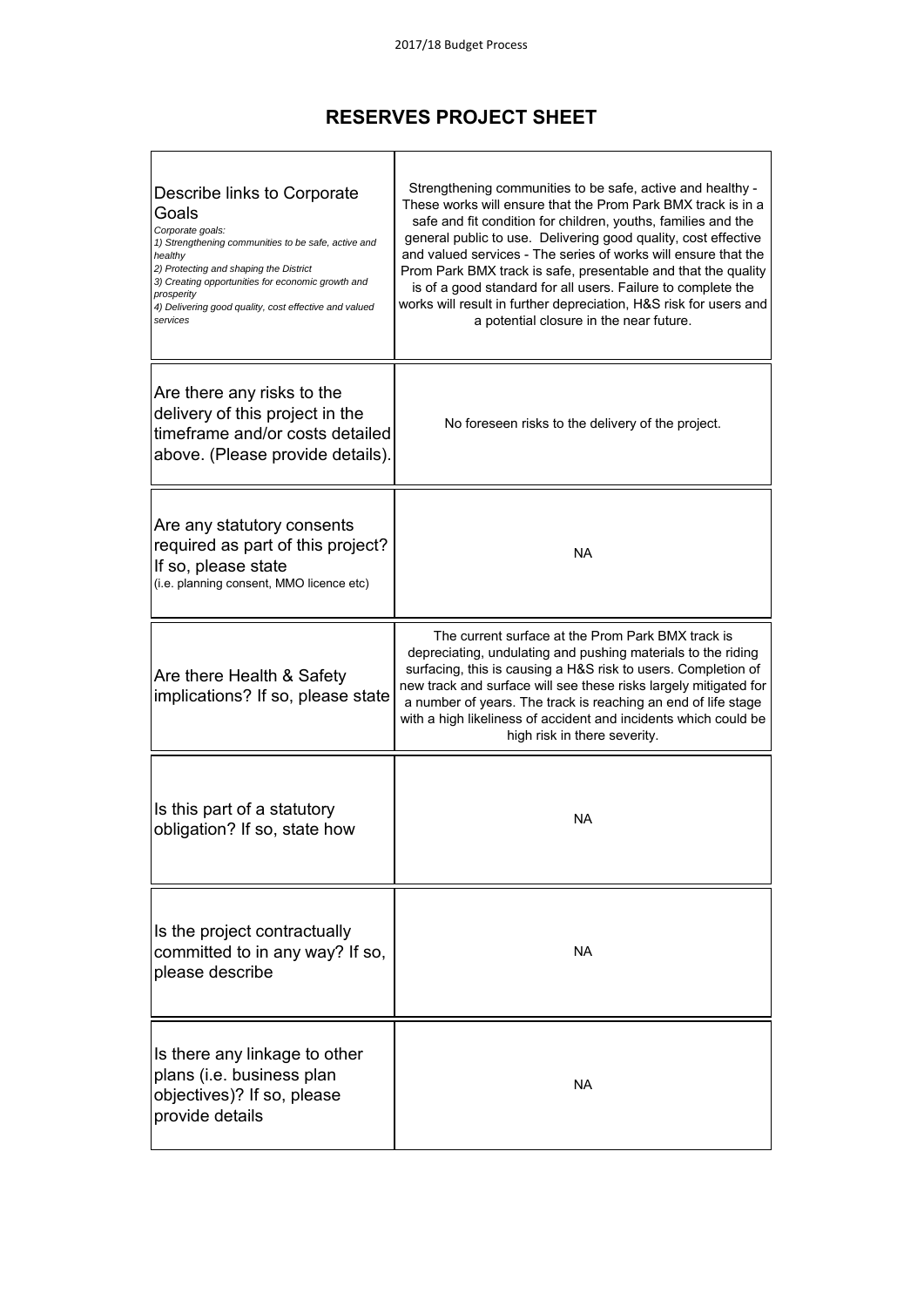# RESERVES PROJECT SHEET

| | |
|---|---|
| Describe links to Corporate Goals<br>*Corporate goals:*<br>*1) Strengthening communities to be safe, active and healthy*<br>*2) Protecting and shaping the District*<br>*3) Creating opportunities for economic growth and prosperity*<br>*4) Delivering good quality, cost effective and valued services* | Strengthening communities to be safe, active and healthy - These works will ensure that the Prom Park BMX track is in a safe and fit condition for children, youths, families and the general public to use. Delivering good quality, cost effective and valued services - The series of works will ensure that the Prom Park BMX track is safe, presentable and that the quality is of a good standard for all users. Failure to complete the works will result in further depreciation, H&S risk for users and a potential closure in the near future. |
| Are there any risks to the delivery of this project in the timeframe and/or costs detailed above. (Please provide details). | No foreseen risks to the delivery of the project. |
| Are any statutory consents required as part of this project? If so, please state<br>(i.e. planning consent, MMO licence etc) | NA |
| Are there Health & Safety implications? If so, please state | The current surface at the Prom Park BMX track is depreciating, undulating and pushing materials to the riding surfacing, this is causing a H&S risk to users. Completion of new track and surface will see these risks largely mitigated for a number of years. The track is reaching an end of life stage with a high likeliness of accident and incidents which could be high risk in there severity. |
| Is this part of a statutory obligation? If so, state how | NA |
| Is the project contractually committed to in any way? If so, please describe | NA |
| Is there any linkage to other plans (i.e. business plan objectives)? If so, please provide details | NA |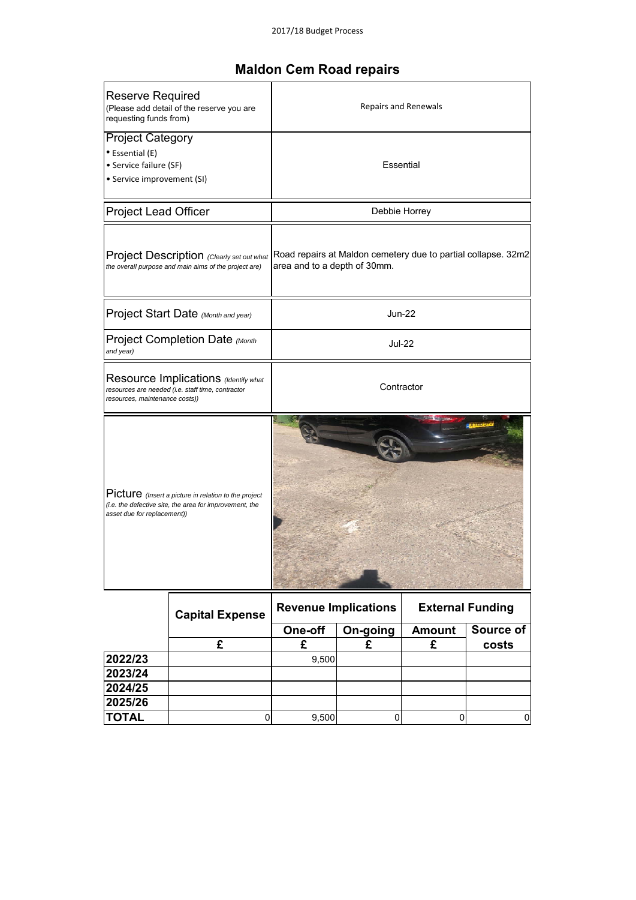2017/18 Budget Process

# Maldon Cem Road repairs

| | |
|---|---|
| Reserve Required (Please add detail of the reserve you are requesting funds from) | Repairs and Renewals |
| Project Category<br>• Essential (E)<br>• Service failure (SF)<br>• Service improvement (SI) | Essential |
| Project Lead Officer | Debbie Horrey |
| Project Description *(Clearly set out what the overall purpose and main aims of the project are)* | Road repairs at Maldon cemetery due to partial collapse. 32m2 area and to a depth of 30mm. |
| Project Start Date *(Month and year)* | Jun-22 |
| Project Completion Date *(Month and year)* | Jul-22 |
| Resource Implications *(Identify what resources are needed (i.e. staff time, contractor resources, maintenance costs))* | Contractor |
| Picture *(Insert a picture in relation to the project (i.e. the defective site, the area for improvement, the asset due for replacement))* | |

| | Capital Expense | Revenue Implications | | External Funding | |
|---|---|---|---|---|---|
| | | One-off | On-going | Amount | Source of costs |
| | £ | £ | £ | £ | |
| 2022/23 | | 9,500 | | | |
| 2023/24 | | | | | |
| 2024/25 | | | | | |
| 2025/26 | | | | | |
| TOTAL | 0 | 9,500 | 0 | 0 | 0 |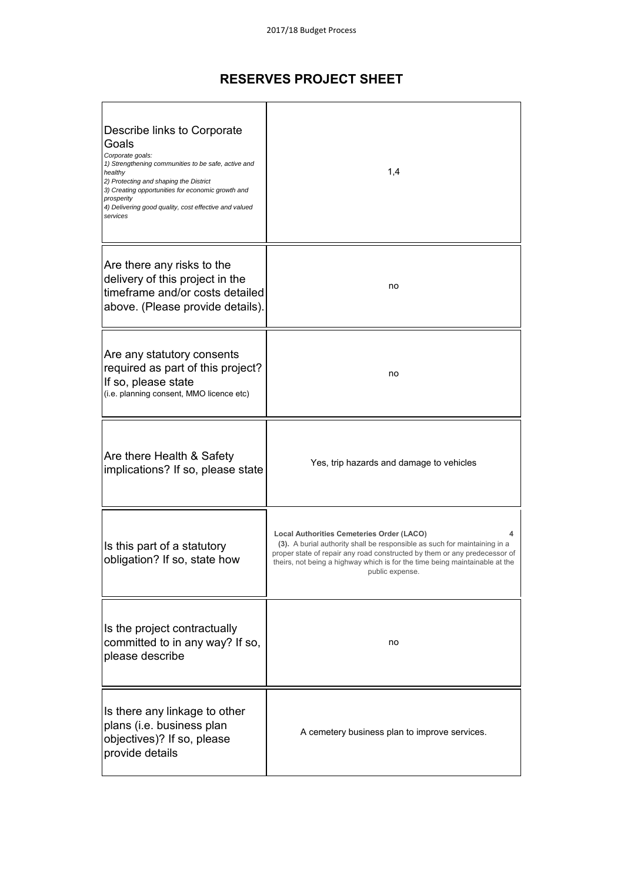# RESERVES PROJECT SHEET

| | |
|---|---|
| Describe links to Corporate Goals<br>*Corporate goals:*<br>*1) Strengthening communities to be safe, active and healthy*<br>*2) Protecting and shaping the District*<br>*3) Creating opportunities for economic growth and prosperity*<br>*4) Delivering good quality, cost effective and valued services* | 1,4 |
| Are there any risks to the delivery of this project in the timeframe and/or costs detailed above. (Please provide details). | no |
| Are any statutory consents required as part of this project? If so, please state<br>(i.e. planning consent, MMO licence etc) | no |
| Are there Health & Safety implications? If so, please state | Yes, trip hazards and damage to vehicles |
| Is this part of a statutory obligation? If so, state how | **Local Authorities Cemeteries Order (LACO) 4**<br>**(3).** A burial authority shall be responsible as such for maintaining in a proper state of repair any road constructed by them or any predecessor of theirs, not being a highway which is for the time being maintainable at the public expense. |
| Is the project contractually committed to in any way? If so, please describe | no |
| Is there any linkage to other plans (i.e. business plan objectives)? If so, please provide details | A cemetery business plan to improve services. |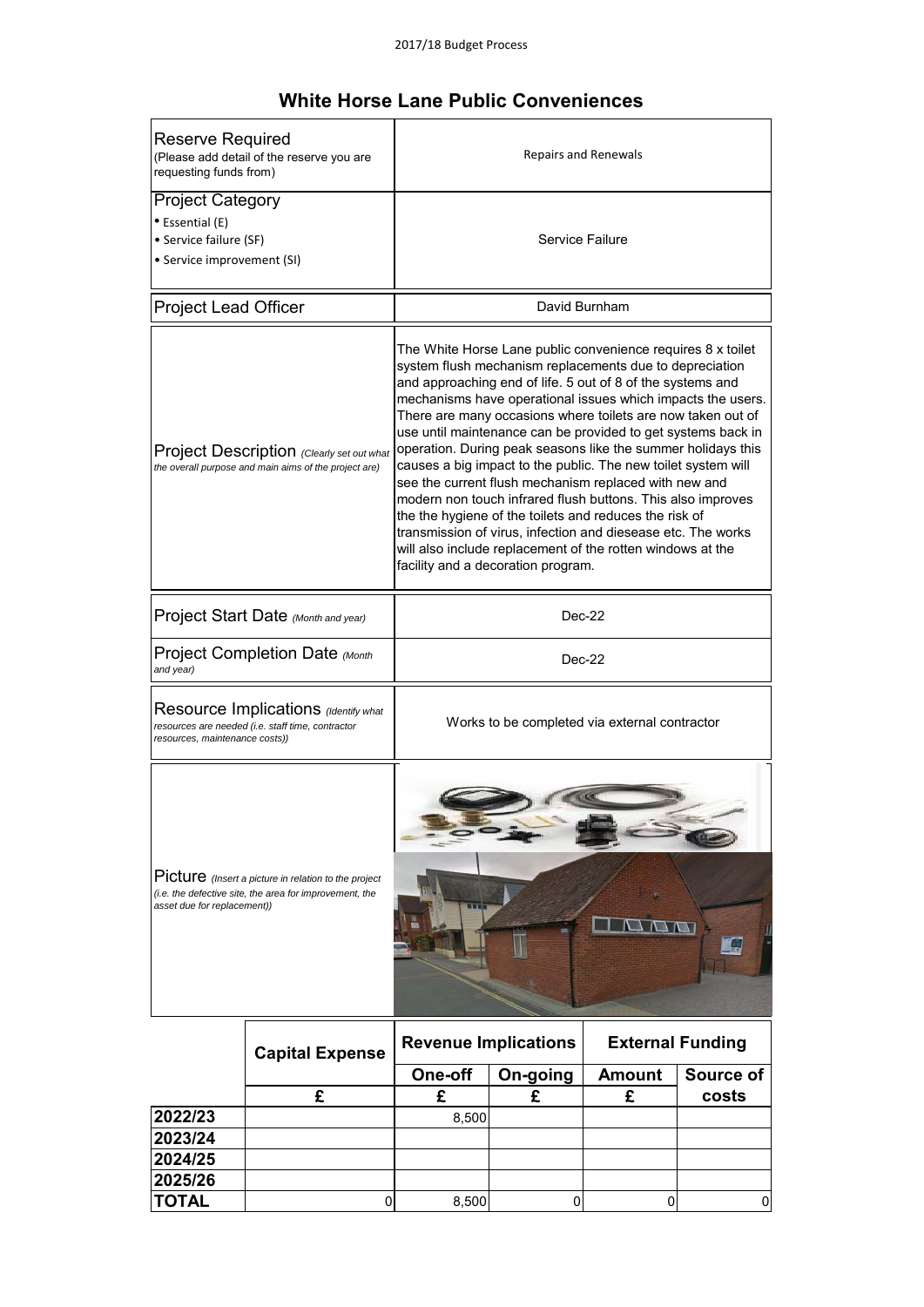2017/18 Budget Process

# White Horse Lane Public Conveniences

| | |
|---|---|
| Reserve Required (Please add detail of the reserve you are requesting funds from) | Repairs and Renewals |
| Project Category<br>• Essential (E)<br>• Service failure (SF)<br>• Service improvement (SI) | Service Failure |
| Project Lead Officer | David Burnham |
| Project Description *(Clearly set out what the overall purpose and main aims of the project are)* | The White Horse Lane public convenience requires 8 x toilet system flush mechanism replacements due to depreciation and approaching end of life. 5 out of 8 of the systems and mechanisms have operational issues which impacts the users. There are many occasions where toilets are now taken out of use until maintenance can be provided to get systems back in operation. During peak seasons like the summer holidays this causes a big impact to the public. The new toilet system will see the current flush mechanism replaced with new and modern non touch infrared flush buttons. This also improves the the hygiene of the toilets and reduces the risk of transmission of virus, infection and diesease etc. The works will also include replacement of the rotten windows at the facility and a decoration program. |
| Project Start Date *(Month and year)* | Dec-22 |
| Project Completion Date *(Month and year)* | Dec-22 |
| Resource Implications *(Identify what resources are needed (i.e. staff time, contractor resources, maintenance costs))* | Works to be completed via external contractor |
| Picture *(Insert a picture in relation to the project (i.e. the defective site, the area for improvement, the asset due for replacement))* | |

| | Capital Expense | Revenue Implications | | External Funding | |
|---|---|---|---|---|---|
| | | One-off | On-going | Amount | Source of |
| | £ | £ | £ | £ | costs |
| 2022/23 | | 8,500 | | | |
| 2023/24 | | | | | |
| 2024/25 | | | | | |
| 2025/26 | | | | | |
| TOTAL | 0 | 8,500 | 0 | 0 | 0 |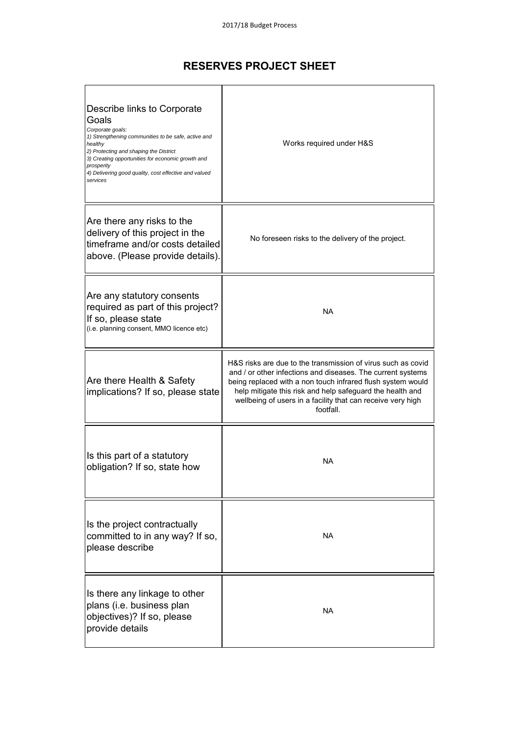# RESERVES PROJECT SHEET

| | |
|---|---|
| Describe links to Corporate Goals<br>*Corporate goals:*<br>*1) Strengthening communities to be safe, active and healthy*<br>*2) Protecting and shaping the District*<br>*3) Creating opportunities for economic growth and prosperity*<br>*4) Delivering good quality, cost effective and valued services* | Works required under H&S |
| Are there any risks to the delivery of this project in the timeframe and/or costs detailed above. (Please provide details). | No foreseen risks to the delivery of the project. |
| Are any statutory consents required as part of this project? If so, please state<br>(i.e. planning consent, MMO licence etc) | NA |
| Are there Health & Safety implications? If so, please state | H&S risks are due to the transmission of virus such as covid and / or other infections and diseases. The current systems being replaced with a non touch infrared flush system would help mitigate this risk and help safeguard the health and wellbeing of users in a facility that can receive very high footfall. |
| Is this part of a statutory obligation? If so, state how | NA |
| Is the project contractually committed to in any way? If so, please describe | NA |
| Is there any linkage to other plans (i.e. business plan objectives)? If so, please provide details | NA |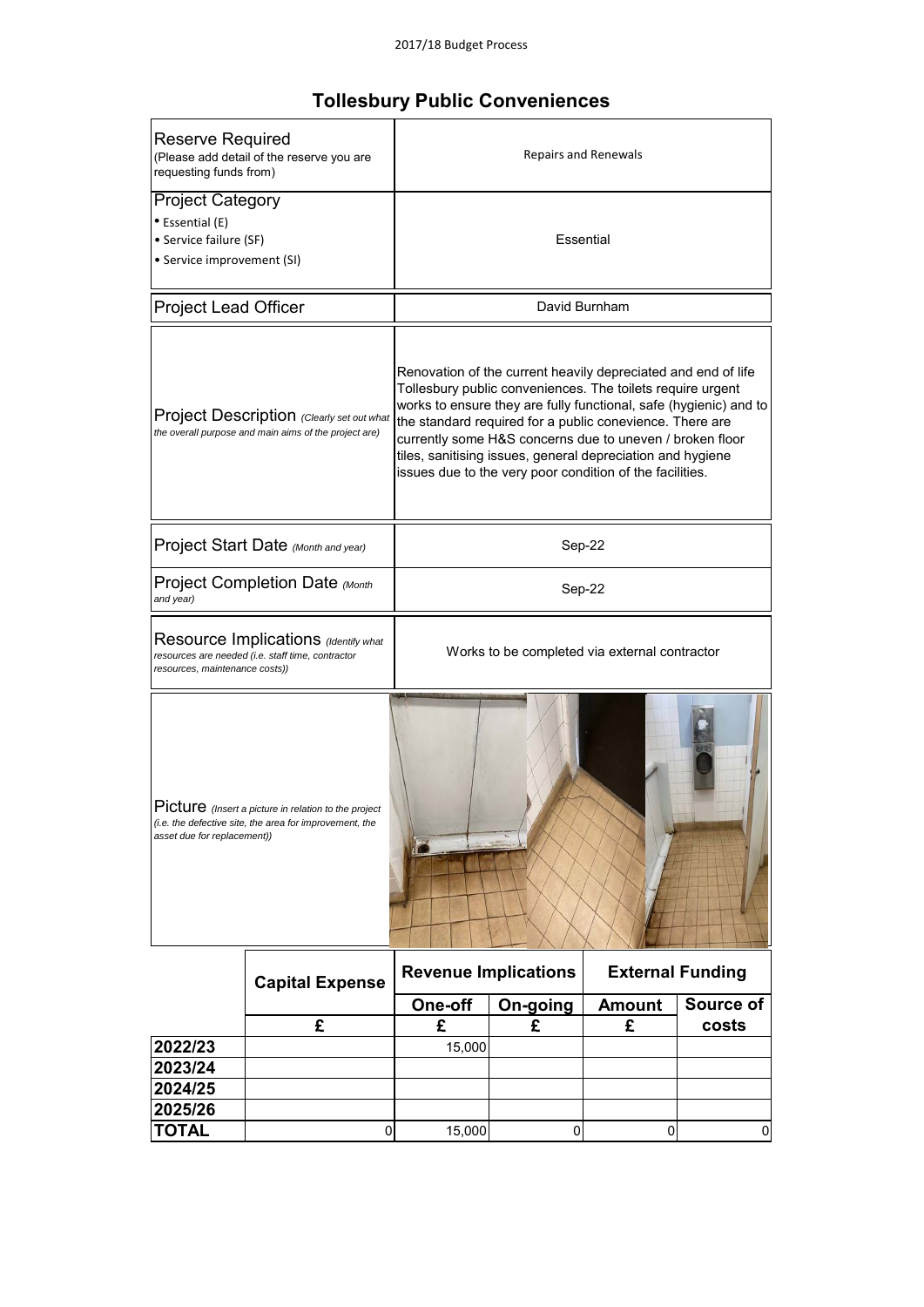2017/18 Budget Process

# Tollesbury Public Conveniences

| | |
|---|---|
| Reserve Required (Please add detail of the reserve you are requesting funds from) | Repairs and Renewals |
| Project Category<br>• Essential (E)<br>• Service failure (SF)<br>• Service improvement (SI) | Essential |
| Project Lead Officer | David Burnham |
| Project Description *(Clearly set out what the overall purpose and main aims of the project are)* | Renovation of the current heavily depreciated and end of life Tollesbury public conveniences. The toilets require urgent works to ensure they are fully functional, safe (hygienic) and to the standard required for a public convenience. There are currently some H&S concerns due to uneven / broken floor tiles, sanitising issues, general depreciation and hygiene issues due to the very poor condition of the facilities. |
| Project Start Date *(Month and year)* | Sep-22 |
| Project Completion Date *(Month and year)* | Sep-22 |
| Resource Implications *(Identify what resources are needed (i.e. staff time, contractor resources, maintenance costs))* | Works to be completed via external contractor |
| Picture *(Insert a picture in relation to the project (i.e. the defective site, the area for improvement, the asset due for replacement))* | |

| | Capital Expense | Revenue Implications | | External Funding | |
|---|---|---|---|---|---|
| | | One-off | On-going | Amount | Source of costs |
| | £ | £ | £ | £ | |
| 2022/23 | | 15,000 | | | |
| 2023/24 | | | | | |
| 2024/25 | | | | | |
| 2025/26 | | | | | |
| TOTAL | 0 | 15,000 | 0 | 0 | 0 |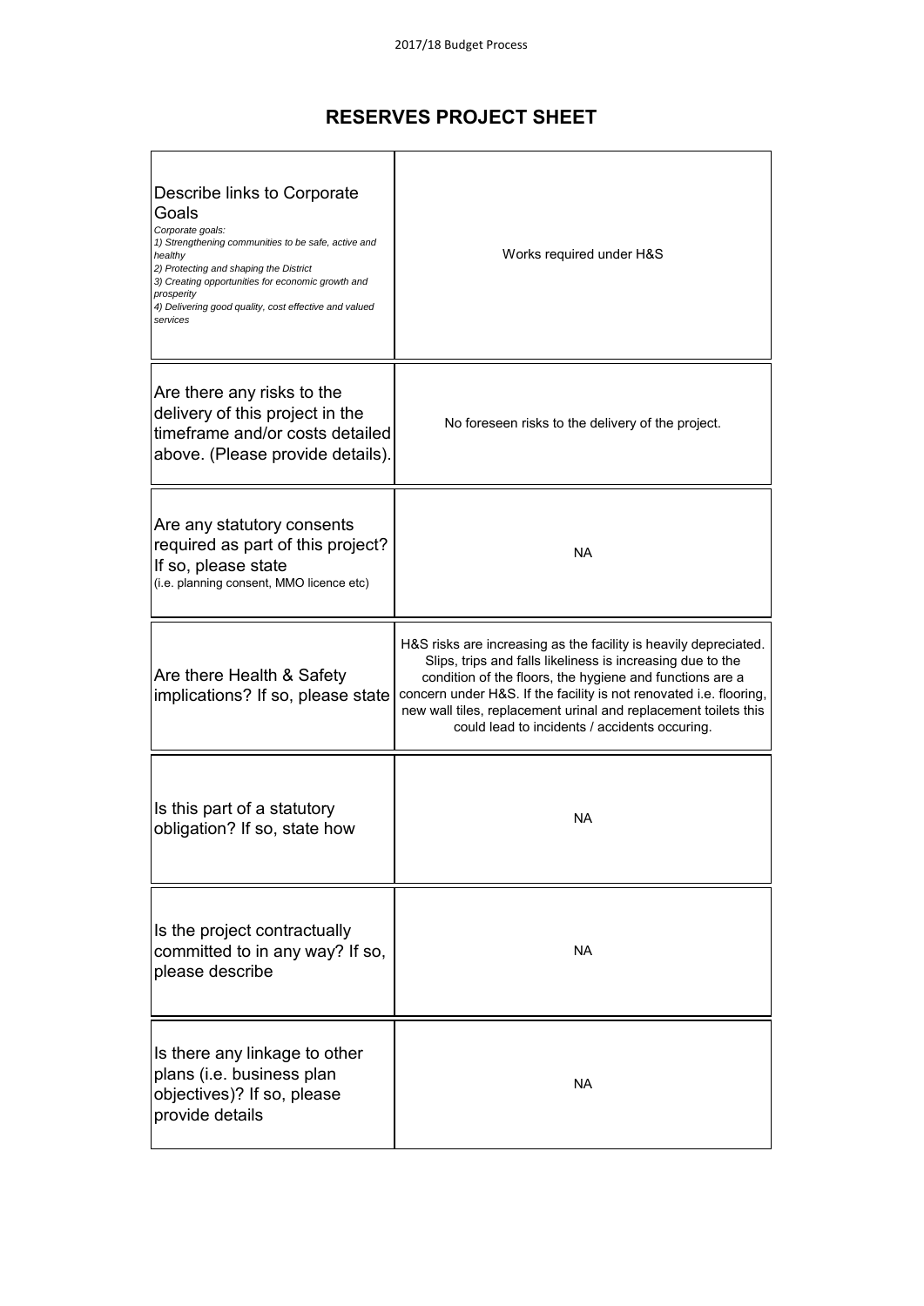# RESERVES PROJECT SHEET

| | |
|---|---|
| Describe links to Corporate Goals<br>*Corporate goals:*<br>*1) Strengthening communities to be safe, active and healthy*<br>*2) Protecting and shaping the District*<br>*3) Creating opportunities for economic growth and prosperity*<br>*4) Delivering good quality, cost effective and valued services* | Works required under H&S |
| Are there any risks to the delivery of this project in the timeframe and/or costs detailed above. (Please provide details). | No foreseen risks to the delivery of the project. |
| Are any statutory consents required as part of this project? If so, please state<br>(i.e. planning consent, MMO licence etc) | NA |
| Are there Health & Safety implications? If so, please state | H&S risks are increasing as the facility is heavily depreciated. Slips, trips and falls likeliness is increasing due to the condition of the floors, the hygiene and functions are a concern under H&S. If the facility is not renovated i.e. flooring, new wall tiles, replacement urinal and replacement toilets this could lead to incidents / accidents occuring. |
| Is this part of a statutory obligation? If so, state how | NA |
| Is the project contractually committed to in any way? If so, please describe | NA |
| Is there any linkage to other plans (i.e. business plan objectives)? If so, please provide details | NA |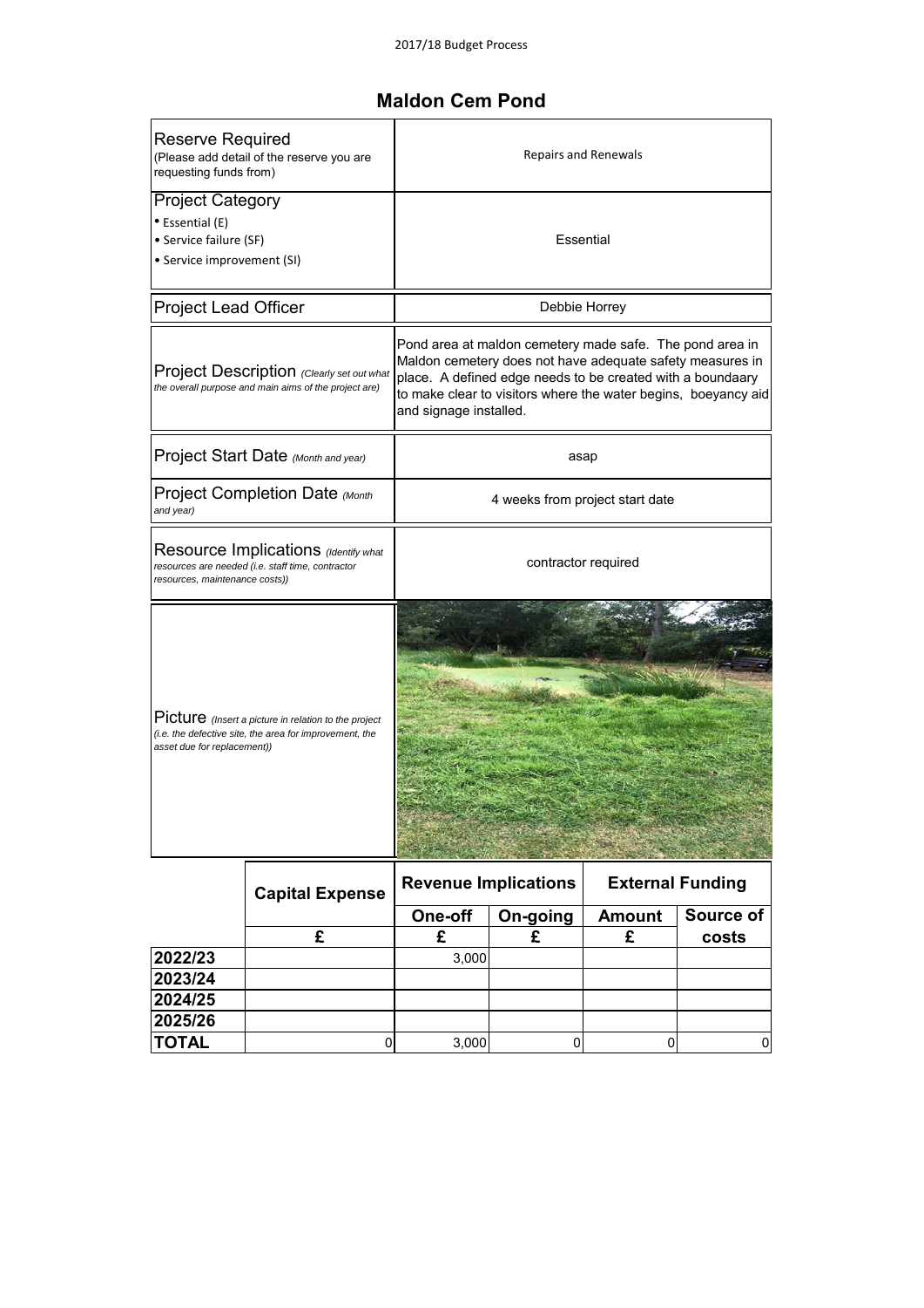# Maldon Cem Pond

| | |
|---|---|
| Reserve Required (Please add detail of the reserve you are requesting funds from) | Repairs and Renewals |
| Project Category<br>• Essential (E)<br>• Service failure (SF)<br>• Service improvement (SI) | Essential |
| Project Lead Officer | Debbie Horrey |
| Project Description *(Clearly set out what the overall purpose and main aims of the project are)* | Pond area at maldon cemetery made safe. The pond area in Maldon cemetery does not have adequate safety measures in place. A defined edge needs to be created with a boundaary to make clear to visitors where the water begins, boeyancy aid and signage installed. |
| Project Start Date *(Month and year)* | asap |
| Project Completion Date *(Month and year)* | 4 weeks from project start date |
| Resource Implications *(Identify what resources are needed (i.e. staff time, contractor resources, maintenance costs))* | contractor required |
| Picture *(Insert a picture in relation to the project (i.e. the defective site, the area for improvement, the asset due for replacement))* | |

| | Capital Expense | Revenue Implications | | External Funding | |
|---|---|---|---|---|---|
| | | One-off | On-going | Amount | Source of costs |
| | £ | £ | £ | £ | |
| 2022/23 | | 3,000 | | | |
| 2023/24 | | | | | |
| 2024/25 | | | | | |
| 2025/26 | | | | | |
| TOTAL | 0 | 3,000 | 0 | 0 | 0 |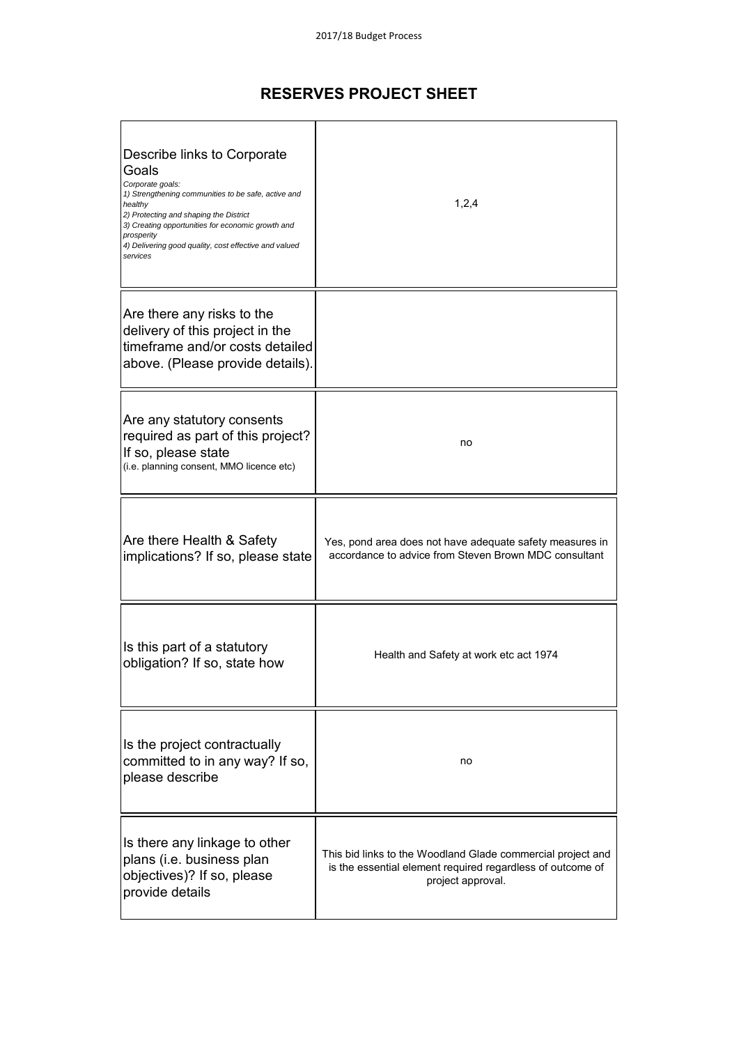# RESERVES PROJECT SHEET

| | |
|---|---|
| Describe links to Corporate Goals<br>*Corporate goals:*<br>*1) Strengthening communities to be safe, active and healthy*<br>*2) Protecting and shaping the District*<br>*3) Creating opportunities for economic growth and prosperity*<br>*4) Delivering good quality, cost effective and valued services* | 1,2,4 |
| Are there any risks to the delivery of this project in the timeframe and/or costs detailed above. (Please provide details). | |
| Are any statutory consents required as part of this project? If so, please state<br>(i.e. planning consent, MMO licence etc) | no |
| Are there Health & Safety implications? If so, please state | Yes, pond area does not have adequate safety measures in accordance to advice from Steven Brown MDC consultant |
| Is this part of a statutory obligation? If so, state how | Health and Safety at work etc act 1974 |
| Is the project contractually committed to in any way? If so, please describe | no |
| Is there any linkage to other plans (i.e. business plan objectives)? If so, please provide details | This bid links to the Woodland Glade commercial project and is the essential element required regardless of outcome of project approval. |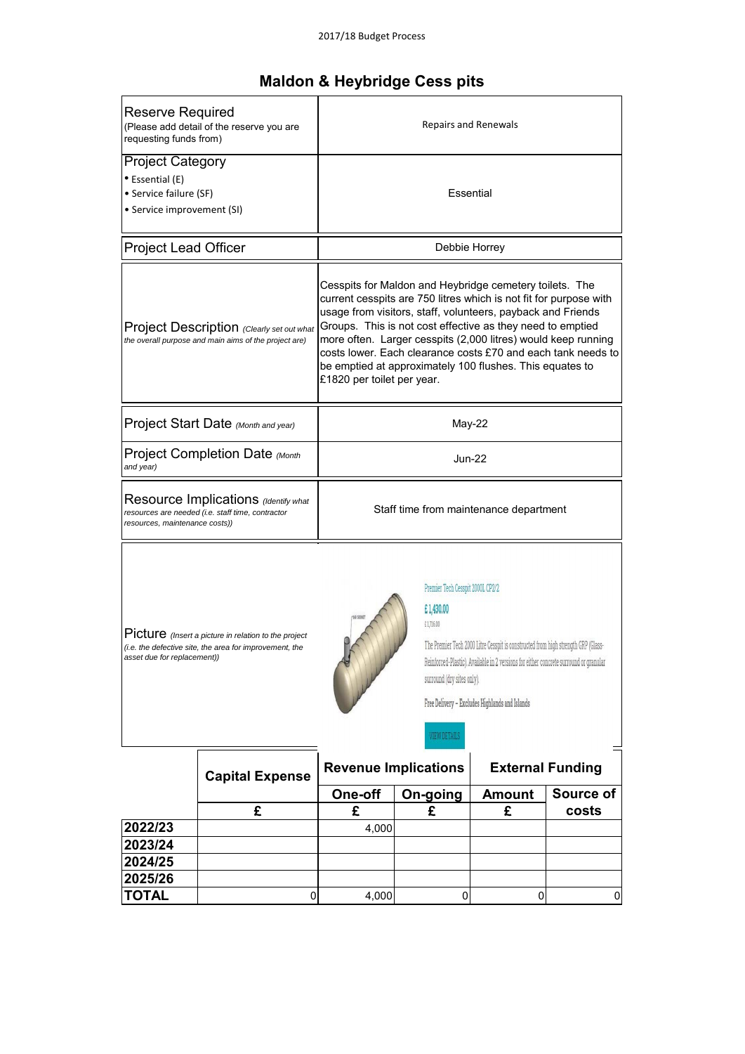# Maldon & Heybridge Cess pits

| | |
|---|---|
| Reserve Required (Please add detail of the reserve you are requesting funds from) | Repairs and Renewals |
| Project Category<br>• Essential (E)<br>• Service failure (SF)<br>• Service improvement (SI) | Essential |
| Project Lead Officer | Debbie Horrey |
| Project Description *(Clearly set out what the overall purpose and main aims of the project are)* | Cesspits for Maldon and Heybridge cemetery toilets. The current cesspits are 750 litres which is not fit for purpose with usage from visitors, staff, volunteers, payback and Friends Groups. This is not cost effective as they need to emptied more often. Larger cesspits (2,000 litres) would keep running costs lower. Each clearance costs £70 and each tank needs to be emptied at approximately 100 flushes. This equates to £1820 per toilet per year. |
| Project Start Date *(Month and year)* | May-22 |
| Project Completion Date *(Month and year)* | Jun-22 |
| Resource Implications *(Identify what resources are needed (i.e. staff time, contractor resources, maintenance costs))* | Staff time from maintenance department |
| Picture *(Insert a picture in relation to the project (i.e. the defective site, the area for improvement, the asset due for replacement))* | Premier Tech Cesspit 2000L CP2/2<br>£1,430.00<br>£1,716.00<br>The Premier Tech 2000 Litre Cesspit is constructed from high strength GRP (Glass-Reinforced-Plastic). Available in 2 versions for either concrete surround or granular surround (dry sites only).<br>Free Delivery - Excludes Highlands and Islands<br>VIEW DETAILS |

| | Capital Expense | Revenue Implications | | External Funding | |
|---|---|---|---|---|---|
| | | One-off | On-going | Amount | Source of costs |
| | £ | £ | £ | £ | |
| 2022/23 | | 4,000 | | | |
| 2023/24 | | | | | |
| 2024/25 | | | | | |
| 2025/26 | | | | | |
| TOTAL | 0 | 4,000 | 0 | 0 | 0 |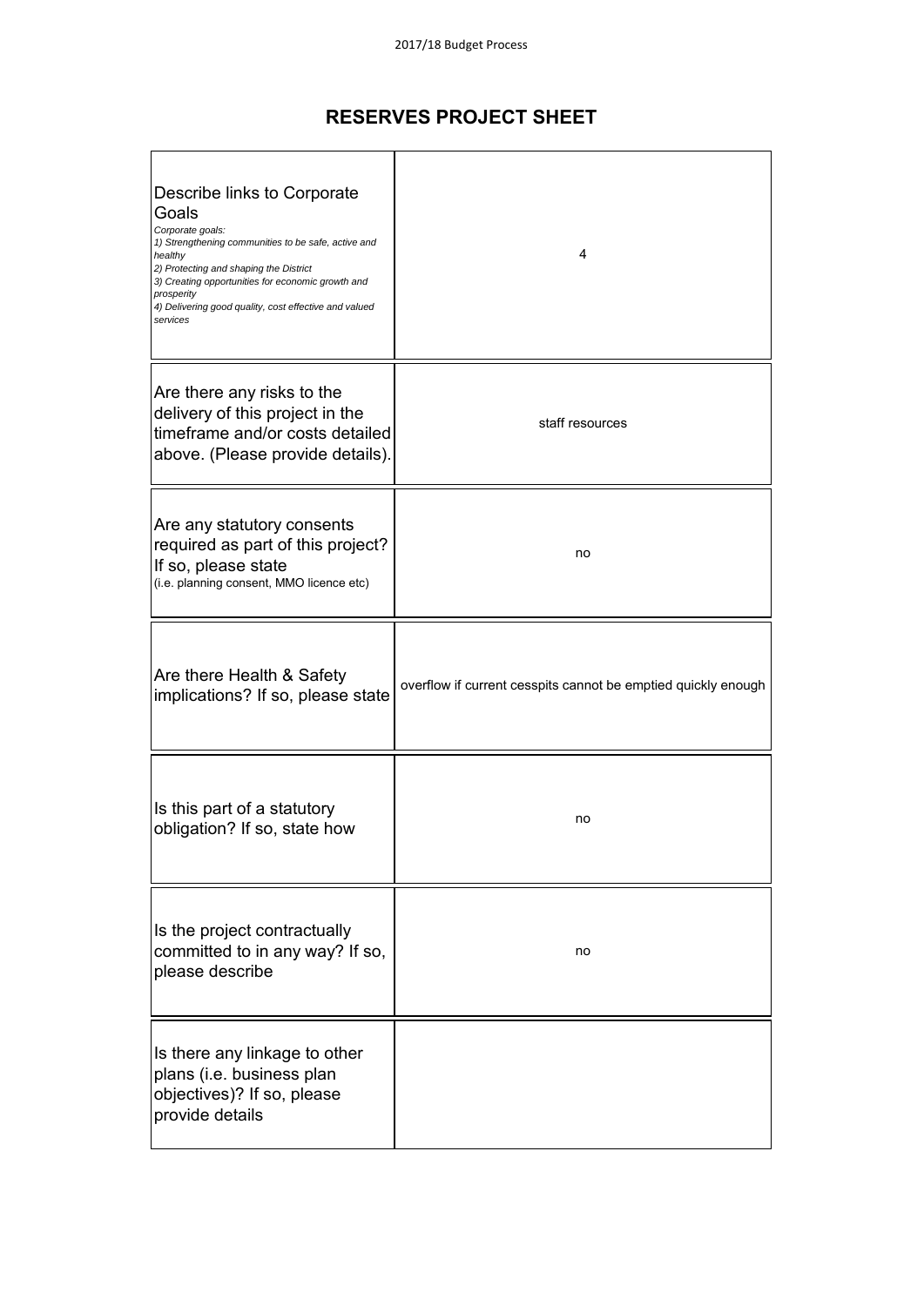# RESERVES PROJECT SHEET

| | |
|---|---|
| Describe links to Corporate Goals<br>*Corporate goals:*<br>*1) Strengthening communities to be safe, active and healthy*<br>*2) Protecting and shaping the District*<br>*3) Creating opportunities for economic growth and prosperity*<br>*4) Delivering good quality, cost effective and valued services* | 4 |
| Are there any risks to the delivery of this project in the timeframe and/or costs detailed above. (Please provide details). | staff resources |
| Are any statutory consents required as part of this project? If so, please state<br>(i.e. planning consent, MMO licence etc) | no |
| Are there Health & Safety implications? If so, please state | overflow if current cesspits cannot be emptied quickly enough |
| Is this part of a statutory obligation? If so, state how | no |
| Is the project contractually committed to in any way? If so, please describe | no |
| Is there any linkage to other plans (i.e. business plan objectives)? If so, please provide details | |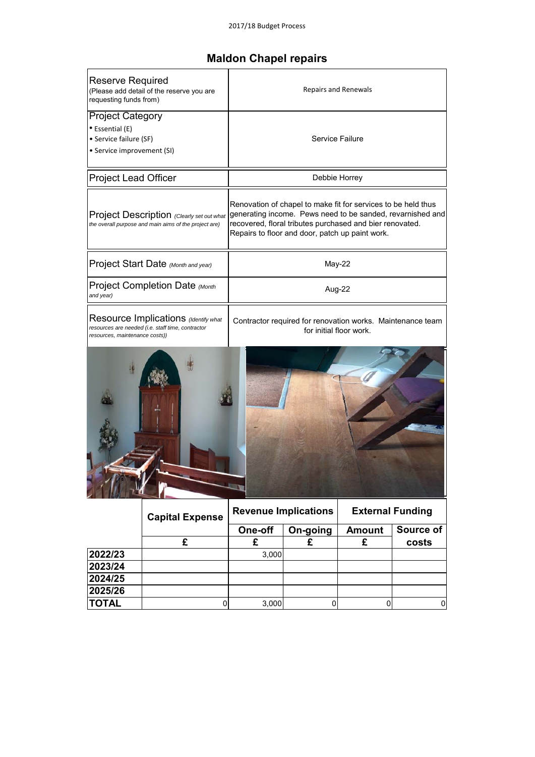# Maldon Chapel repairs

| | |
|---|---|
| Reserve Required (Please add detail of the reserve you are requesting funds from) | Repairs and Renewals |
| Project Category<br>• Essential (E)<br>• Service failure (SF)<br>• Service improvement (SI) | Service Failure |
| Project Lead Officer | Debbie Horrey |
| Project Description *(Clearly set out what the overall purpose and main aims of the project are)* | Renovation of chapel to make fit for services to be held thus generating income. Pews need to be sanded, revarnished and recovered, floral tributes purchased and bier renovated. Repairs to floor and door, patch up paint work. |
| Project Start Date *(Month and year)* | May-22 |
| Project Completion Date *(Month and year)* | Aug-22 |
| Resource Implications *(Identify what resources are needed (i.e. staff time, contractor resources, maintenance costs))* | Contractor required for renovation works. Maintenance team for initial floor work. |

| | Capital Expense | Revenue Implications | | External Funding | |
|---|---|---|---|---|---|
| | | One-off | On-going | Amount | Source of costs |
| | £ | £ | £ | £ | |
| 2022/23 | | 3,000 | | | |
| 2023/24 | | | | | |
| 2024/25 | | | | | |
| 2025/26 | | | | | |
| TOTAL | 0 | 3,000 | 0 | 0 | 0 |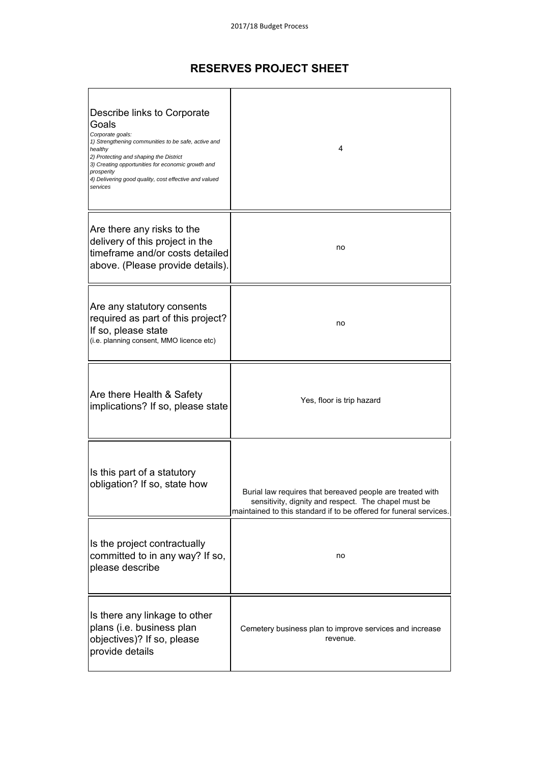# RESERVES PROJECT SHEET

| | |
|---|---|
| Describe links to Corporate Goals<br>*Corporate goals:*<br>*1) Strengthening communities to be safe, active and healthy*<br>*2) Protecting and shaping the District*<br>*3) Creating opportunities for economic growth and prosperity*<br>*4) Delivering good quality, cost effective and valued services* | 4 |
| Are there any risks to the delivery of this project in the timeframe and/or costs detailed above. (Please provide details). | no |
| Are any statutory consents required as part of this project? If so, please state<br>(i.e. planning consent, MMO licence etc) | no |
| Are there Health & Safety implications? If so, please state | Yes, floor is trip hazard |
| Is this part of a statutory obligation? If so, state how | Burial law requires that bereaved people are treated with sensitivity, dignity and respect. The chapel must be maintained to this standard if to be offered for funeral services. |
| Is the project contractually committed to in any way? If so, please describe | no |
| Is there any linkage to other plans (i.e. business plan objectives)? If so, please provide details | Cemetery business plan to improve services and increase revenue. |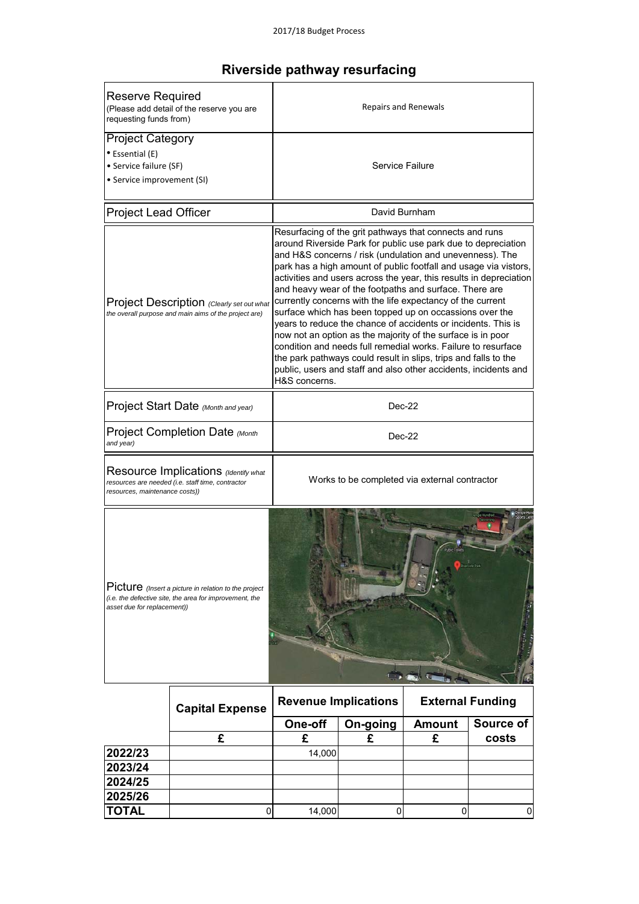# Riverside pathway resurfacing

| | |
|---|---|
| **Reserve Required** *(Please add detail of the reserve you are requesting funds from)* | Repairs and Renewals |
| **Project Category** • Essential (E) • Service failure (SF) • Service improvement (SI) | Service Failure |
| **Project Lead Officer** | David Burnham |
| **Project Description** *(Clearly set out what the overall purpose and main aims of the project are)* | Resurfacing of the grit pathways that connects and runs around Riverside Park for public use park due to depreciation and H&S concerns / risk (undulation and unevenness). The park has a high amount of public footfall and usage via vistors, activities and users across the year, this results in depreciation and heavy wear of the footpaths and surface. There are currently concerns with the life expectancy of the current surface which has been topped up on occassions over the years to reduce the chance of accidents or incidents. This is now not an option as the majority of the surface is in poor condition and needs full remedial works. Failure to resurface the park pathways could result in slips, trips and falls to the public, users and staff and also other accidents, incidents and H&S concerns. |
| **Project Start Date** *(Month and year)* | Dec-22 |
| **Project Completion Date** *(Month and year)* | Dec-22 |
| **Resource Implications** *(Identify what resources are needed (i.e. staff time, contractor resources, maintenance costs))* | Works to be completed via external contractor |
| **Picture** *(Insert a picture in relation to the project (i.e. the defective site, the area for improvement, the asset due for replacement))* | |

| | Capital Expense | Revenue Implications | | External Funding | |
|---|---|---|---|---|---|
| | | One-off | On-going | Amount | Source of costs |
| | £ | £ | £ | £ | |
| 2022/23 | | 14,000 | | | |
| 2023/24 | | | | | |
| 2024/25 | | | | | |
| 2025/26 | | | | | |
| **TOTAL** | 0 | 14,000 | 0 | 0 | 0 |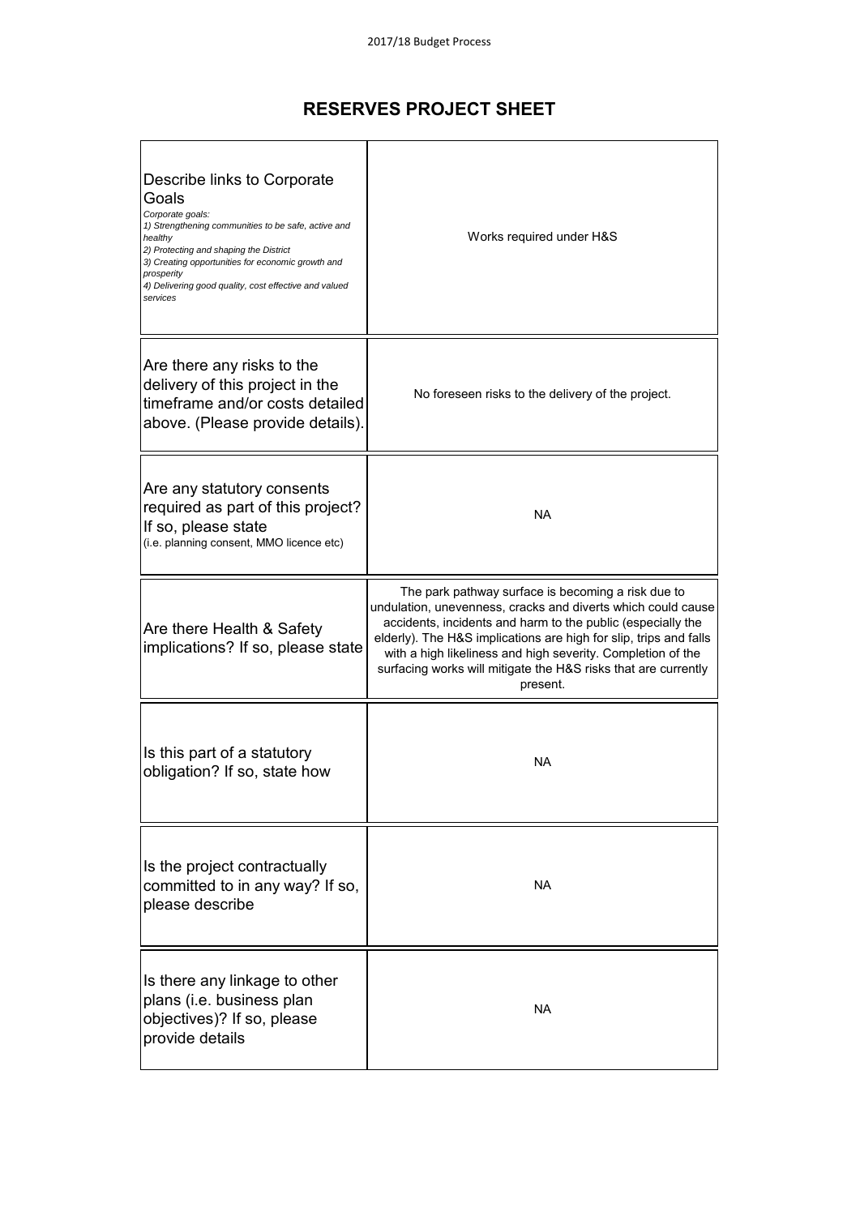# RESERVES PROJECT SHEET

| | |
|---|---|
| Describe links to Corporate Goals<br>*Corporate goals:*<br>*1) Strengthening communities to be safe, active and healthy*<br>*2) Protecting and shaping the District*<br>*3) Creating opportunities for economic growth and prosperity*<br>*4) Delivering good quality, cost effective and valued services* | Works required under H&S |
| Are there any risks to the delivery of this project in the timeframe and/or costs detailed above. (Please provide details). | No foreseen risks to the delivery of the project. |
| Are any statutory consents required as part of this project? If so, please state<br>(i.e. planning consent, MMO licence etc) | NA |
| Are there Health & Safety implications? If so, please state | The park pathway surface is becoming a risk due to undulation, unevenness, cracks and diverts which could cause accidents, incidents and harm to the public (especially the elderly). The H&S implications are high for slip, trips and falls with a high likeliness and high severity. Completion of the surfacing works will mitigate the H&S risks that are currently present. |
| Is this part of a statutory obligation? If so, state how | NA |
| Is the project contractually committed to in any way? If so, please describe | NA |
| Is there any linkage to other plans (i.e. business plan objectives)? If so, please provide details | NA |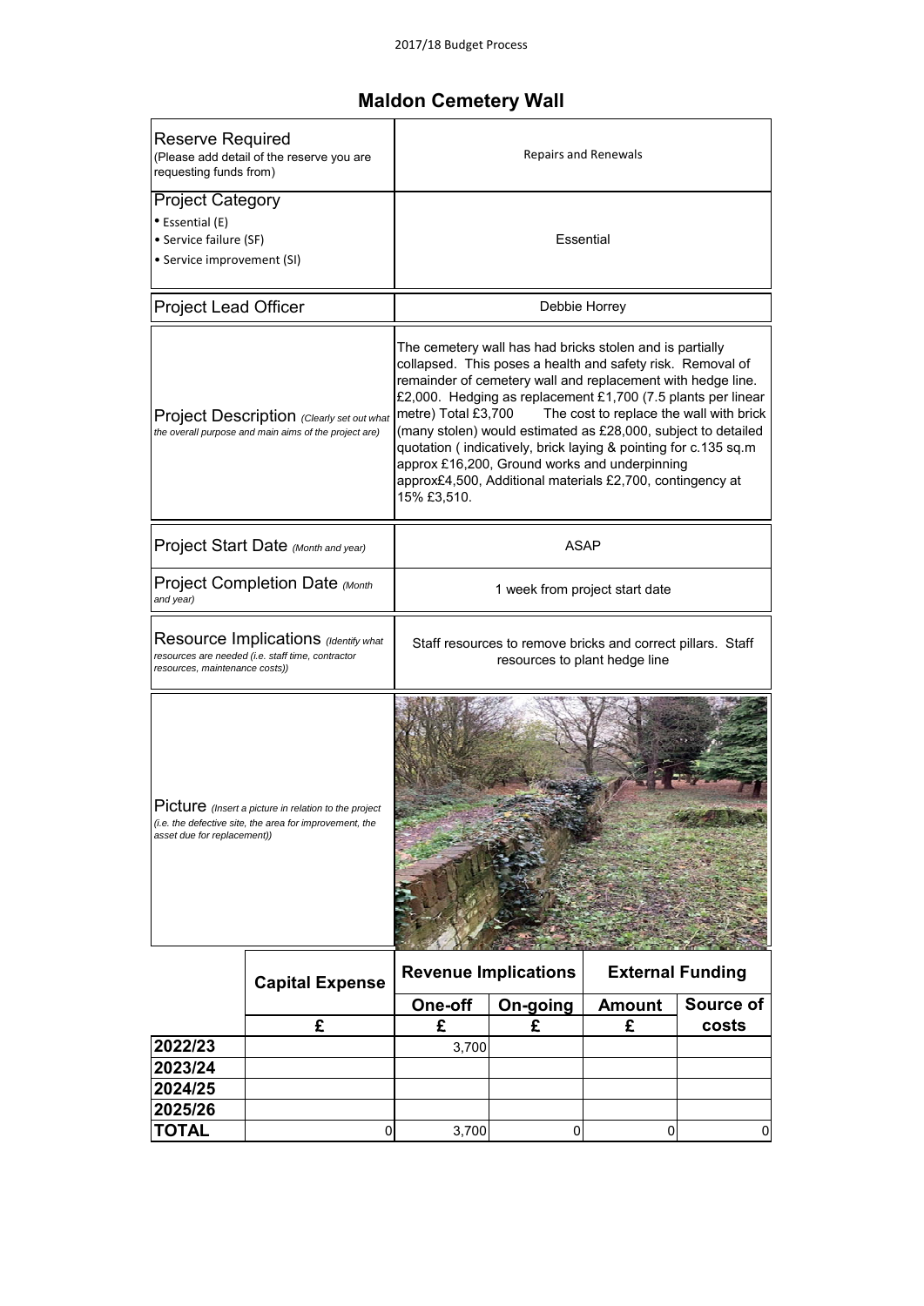2017/18 Budget Process

# Maldon Cemetery Wall

| | |
|---|---|
| **Reserve Required** (Please add detail of the reserve you are requesting funds from) | Repairs and Renewals |
| **Project Category**<br>• Essential (E)<br>• Service failure (SF)<br>• Service improvement (SI) | Essential |
| **Project Lead Officer** | Debbie Horrey |
| **Project Description** *(Clearly set out what the overall purpose and main aims of the project are)* | The cemetery wall has had bricks stolen and is partially collapsed. This poses a health and safety risk. Removal of remainder of cemetery wall and replacement with hedge line. £2,000. Hedging as replacement £1,700 (7.5 plants per linear metre) Total £3,700 The cost to replace the wall with brick (many stolen) would estimated as £28,000, subject to detailed quotation ( indicatively, brick laying & pointing for c.135 sq.m approx £16,200, Ground works and underpinning approx£4,500, Additional materials £2,700, contingency at 15% £3,510. |
| **Project Start Date** *(Month and year)* | ASAP |
| **Project Completion Date** *(Month and year)* | 1 week from project start date |
| **Resource Implications** *(Identify what resources are needed (i.e. staff time, contractor resources, maintenance costs))* | Staff resources to remove bricks and correct pillars. Staff resources to plant hedge line |
| **Picture** *(Insert a picture in relation to the project (i.e. the defective site, the area for improvement, the asset due for replacement))* | |

| | Capital Expense | Revenue Implications | | External Funding | |
|---|---|---|---|---|---|
| | | One-off | On-going | Amount | Source of costs |
| | £ | £ | £ | £ | |
| **2022/23** | | 3,700 | | | |
| **2023/24** | | | | | |
| **2024/25** | | | | | |
| **2025/26** | | | | | |
| **TOTAL** | 0 | 3,700 | 0 | 0 | 0 |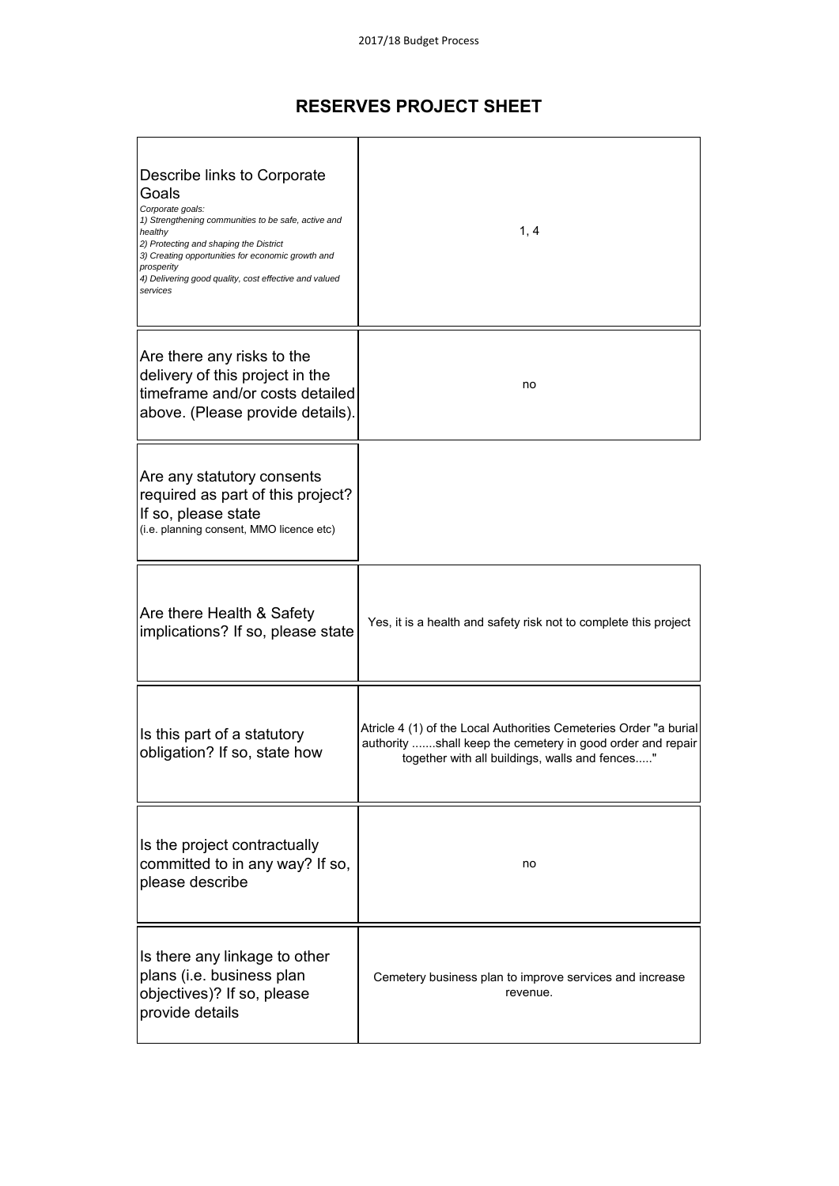# RESERVES PROJECT SHEET

| | |
|---|---|
| Describe links to Corporate Goals<br>*Corporate goals:*<br>*1) Strengthening communities to be safe, active and healthy*<br>*2) Protecting and shaping the District*<br>*3) Creating opportunities for economic growth and prosperity*<br>*4) Delivering good quality, cost effective and valued services* | 1, 4 |
| Are there any risks to the delivery of this project in the timeframe and/or costs detailed above. (Please provide details). | no |
| Are any statutory consents required as part of this project? If so, please state<br>(i.e. planning consent, MMO licence etc) | |
| Are there Health & Safety implications? If so, please state | Yes, it is a health and safety risk not to complete this project |
| Is this part of a statutory obligation? If so, state how | Atricle 4 (1) of the Local Authorities Cemeteries Order "a burial authority .......shall keep the cemetery in good order and repair together with all buildings, walls and fences....." |
| Is the project contractually committed to in any way? If so, please describe | no |
| Is there any linkage to other plans (i.e. business plan objectives)? If so, please provide details | Cemetery business plan to improve services and increase revenue. |